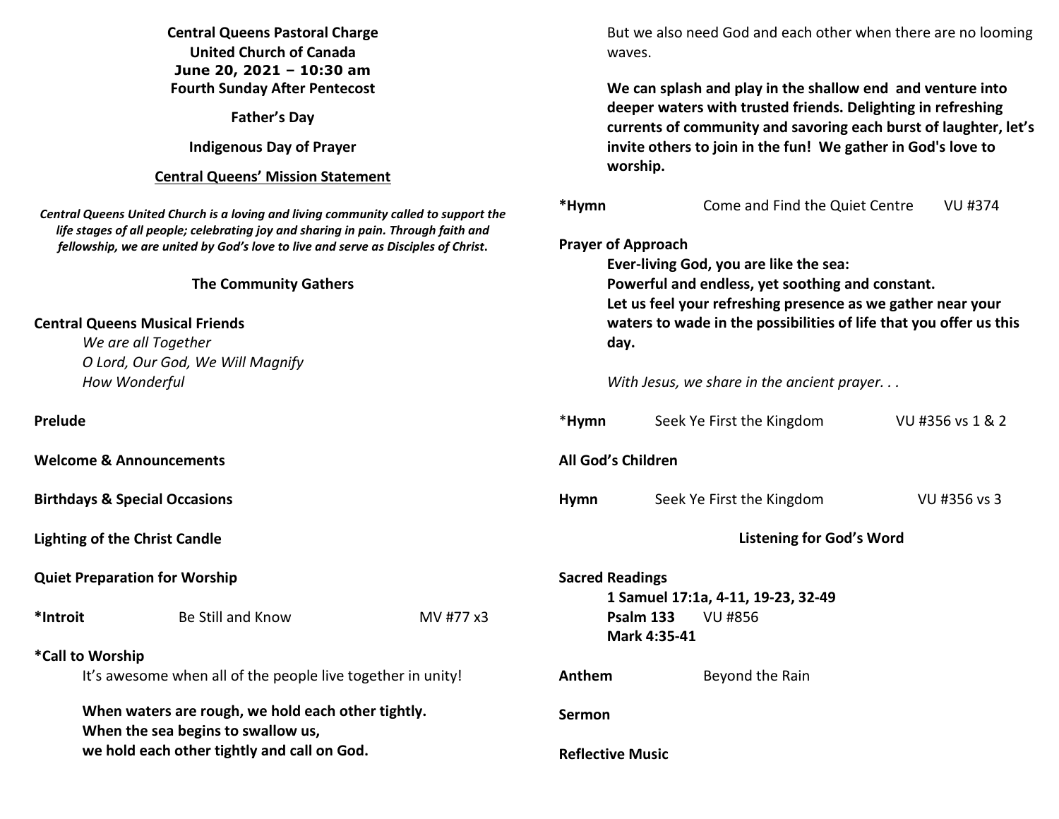**Central Queens Pastoral Charge**
**United Church of Canada**
**June 20, 2021 – 10:30 am**
**Fourth Sunday After Pentecost**

**Father's Day**

**Indigenous Day of Prayer**

## Central Queens' Mission Statement

***Central Queens United Church is a loving and living community called to support the life stages of all people; celebrating joy and sharing in pain. Through faith and fellowship, we are united by God's love to live and serve as Disciples of Christ.***

### The Community Gathers

**Central Queens Musical Friends**
*We are all Together*
*O Lord, Our God, We Will Magnify*
*How Wonderful*

**Prelude**

**Welcome & Announcements**

**Birthdays & Special Occasions**

**Lighting of the Christ Candle**

**Quiet Preparation for Worship**

**\*Introit** Be Still and Know MV #77 x3

**\*Call to Worship**
It's awesome when all of the people live together in unity!

**When waters are rough, we hold each other tightly.**
**When the sea begins to swallow us,**
**we hold each other tightly and call on God.**

But we also need God and each other when there are no looming waves.

**We can splash and play in the shallow end and venture into deeper waters with trusted friends. Delighting in refreshing currents of community and savoring each burst of laughter, let's invite others to join in the fun! We gather in God's love to worship.**

**\*Hymn** Come and Find the Quiet Centre VU #374

**Prayer of Approach**
**Ever-living God, you are like the sea:**
**Powerful and endless, yet soothing and constant.**
**Let us feel your refreshing presence as we gather near your waters to wade in the possibilities of life that you offer us this day.**

*With Jesus, we share in the ancient prayer. . .*

\***Hymn** Seek Ye First the Kingdom VU #356 vs 1 & 2

**All God's Children**

**Hymn** Seek Ye First the Kingdom VU #356 vs 3

### Listening for God's Word

**Sacred Readings**
**1 Samuel 17:1a, 4-11, 19-23, 32-49**
**Psalm 133** VU #856
**Mark 4:35-41**

**Anthem** Beyond the Rain

**Sermon**

**Reflective Music**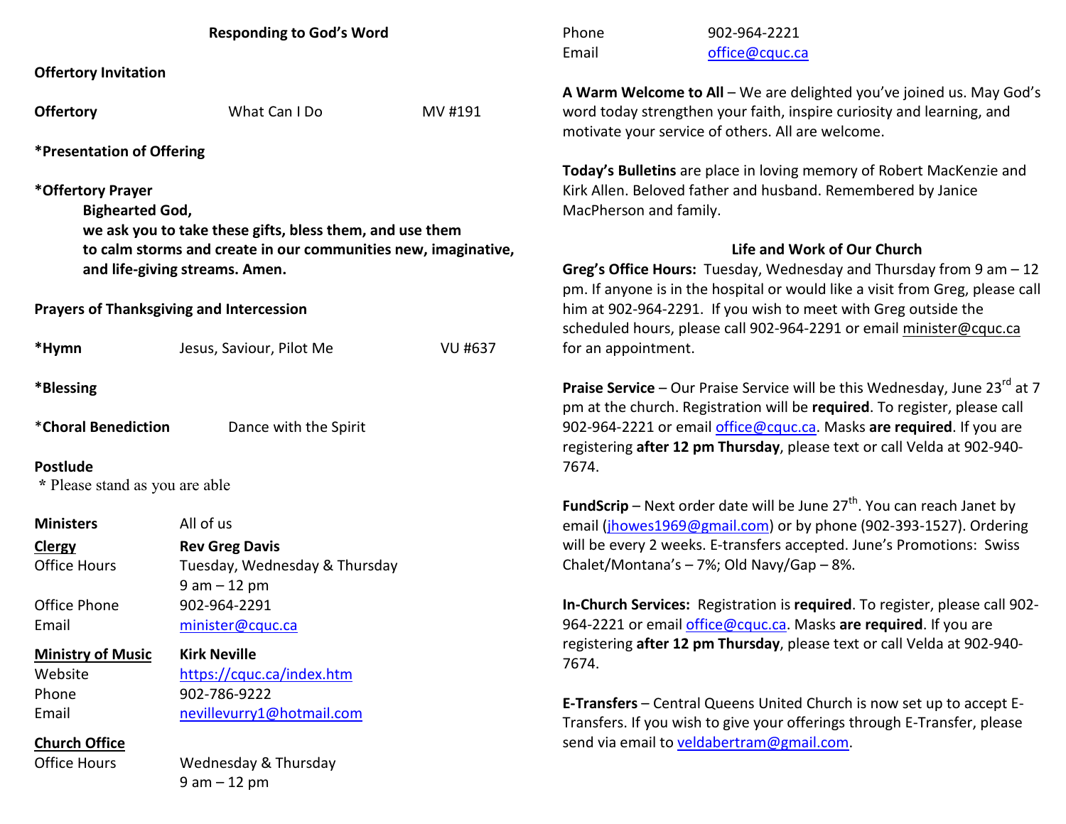## Responding to God's Word

**Offertory Invitation**

**Offertory** What Can I Do MV #191

**\*Presentation of Offering**

**\*Offertory Prayer**

> **Bighearted God,**
> **we ask you to take these gifts, bless them, and use them**
> **to calm storms and create in our communities new, imaginative,**
> **and life-giving streams. Amen.**

**Prayers of Thanksgiving and Intercession**

**\*Hymn** Jesus, Saviour, Pilot Me VU #637

**\*Blessing**

\***Choral Benediction** Dance with the Spirit

**Postlude**

\* Please stand as you are able

| | |
|---|---|
| **Ministers** | All of us |
| **<u>Clergy</u>** | **Rev Greg Davis** |
| Office Hours | Tuesday, Wednesday & Thursday 9 am – 12 pm |
| Office Phone | 902-964-2291 |
| Email | minister@cquc.ca |
| **<u>Ministry of Music</u>** | **Kirk Neville** |
| Website | https://cquc.ca/index.htm |
| Phone | 902-786-9222 |
| Email | nevillevurry1@hotmail.com |
| **<u>Church Office</u>** | |
| Office Hours | Wednesday & Thursday 9 am – 12 pm |
| Phone | 902-964-2221 |
| Email | office@cquc.ca |

**A Warm Welcome to All** – We are delighted you've joined us. May God's word today strengthen your faith, inspire curiosity and learning, and motivate your service of others. All are welcome.

**Today's Bulletins** are place in loving memory of Robert MacKenzie and Kirk Allen. Beloved father and husband. Remembered by Janice MacPherson and family.

### Life and Work of Our Church

**Greg's Office Hours:** Tuesday, Wednesday and Thursday from 9 am – 12 pm. If anyone is in the hospital or would like a visit from Greg, please call him at 902-964-2291. If you wish to meet with Greg outside the scheduled hours, please call 902-964-2291 or email minister@cquc.ca for an appointment.

**Praise Service** – Our Praise Service will be this Wednesday, June 23rd at 7 pm at the church. Registration will be **required**. To register, please call 902-964-2221 or email office@cquc.ca. Masks **are required**. If you are registering **after 12 pm Thursday**, please text or call Velda at 902-940-7674.

**FundScrip** – Next order date will be June 27th. You can reach Janet by email (jhowes1969@gmail.com) or by phone (902-393-1527). Ordering will be every 2 weeks. E-transfers accepted. June's Promotions: Swiss Chalet/Montana's – 7%; Old Navy/Gap – 8%.

**In-Church Services:** Registration is **required**. To register, please call 902-964-2221 or email office@cquc.ca. Masks **are required**. If you are registering **after 12 pm Thursday**, please text or call Velda at 902-940-7674.

**E-Transfers** – Central Queens United Church is now set up to accept E-Transfers. If you wish to give your offerings through E-Transfer, please send via email to veldabertram@gmail.com.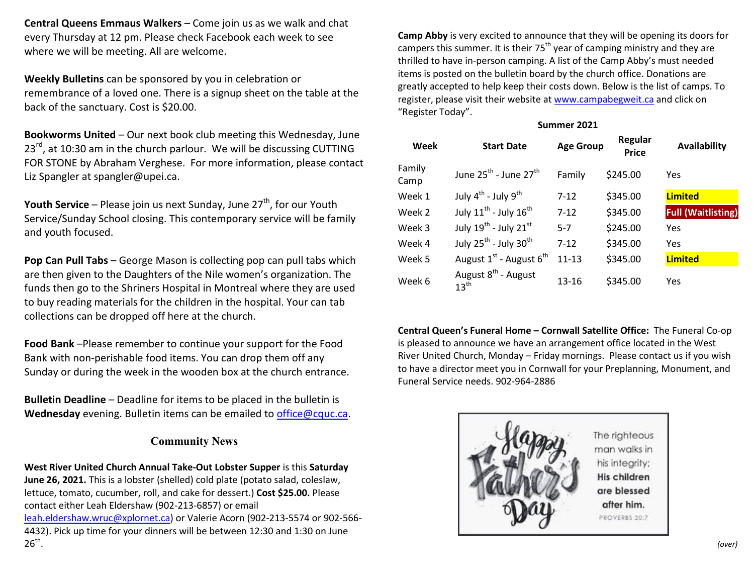**Central Queens Emmaus Walkers** – Come join us as we walk and chat every Thursday at 12 pm. Please check Facebook each week to see where we will be meeting. All are welcome.

**Weekly Bulletins** can be sponsored by you in celebration or remembrance of a loved one. There is a signup sheet on the table at the back of the sanctuary. Cost is $20.00.

**Bookworms United** – Our next book club meeting this Wednesday, June 23rd, at 10:30 am in the church parlour. We will be discussing CUTTING FOR STONE by Abraham Verghese. For more information, please contact Liz Spangler at spangler@upei.ca.

**Youth Service** – Please join us next Sunday, June 27th, for our Youth Service/Sunday School closing. This contemporary service will be family and youth focused.

**Pop Can Pull Tabs** – George Mason is collecting pop can pull tabs which are then given to the Daughters of the Nile women's organization. The funds then go to the Shriners Hospital in Montreal where they are used to buy reading materials for the children in the hospital. Your can tab collections can be dropped off here at the church.

**Food Bank** –Please remember to continue your support for the Food Bank with non-perishable food items. You can drop them off any Sunday or during the week in the wooden box at the church entrance.

**Bulletin Deadline** – Deadline for items to be placed in the bulletin is **Wednesday** evening. Bulletin items can be emailed to office@cquc.ca.

## Community News

**West River United Church Annual Take-Out Lobster Supper** is this **Saturday June 26, 2021.** This is a lobster (shelled) cold plate (potato salad, coleslaw, lettuce, tomato, cucumber, roll, and cake for dessert.) **Cost $25.00.** Please contact either Leah Eldershaw (902-213-6857) or email leah.eldershaw.wruc@xplornet.ca) or Valerie Acorn (902-213-5574 or 902-566-4432). Pick up time for your dinners will be between 12:30 and 1:30 on June 26th.

**Camp Abby** is very excited to announce that they will be opening its doors for campers this summer. It is their 75th year of camping ministry and they are thrilled to have in-person camping. A list of the Camp Abby's must needed items is posted on the bulletin board by the church office. Donations are greatly accepted to help keep their costs down. Below is the list of camps. To register, please visit their website at www.campabegweit.ca and click on "Register Today".

**Summer 2021**

| Week | Start Date | Age Group | Regular Price | Availability |
|---|---|---|---|---|
| Family Camp | June 25th - June 27th | Family | $245.00 | Yes |
| Week 1 | July 4th - July 9th | 7-12 | $345.00 | **Limited** |
| Week 2 | July 11th - July 16th | 7-12 | $345.00 | **Full (Waitlisting)** |
| Week 3 | July 19th - July 21st | 5-7 | $245.00 | Yes |
| Week 4 | July 25th - July 30th | 7-12 | $345.00 | Yes |
| Week 5 | August 1st - August 6th | 11-13 | $345.00 | **Limited** |
| Week 6 | August 8th - August 13th | 13-16 | $345.00 | Yes |

**Central Queen's Funeral Home – Cornwall Satellite Office:** The Funeral Co-op is pleased to announce we have an arrangement office located in the West River United Church, Monday – Friday mornings. Please contact us if you wish to have a director meet you in Cornwall for your Preplanning, Monument, and Funeral Service needs. 902-964-2886

Happy Father's Day

The righteous man walks in his integrity; **His children are blessed after him.**

PROVERBS 20:7

*(over)*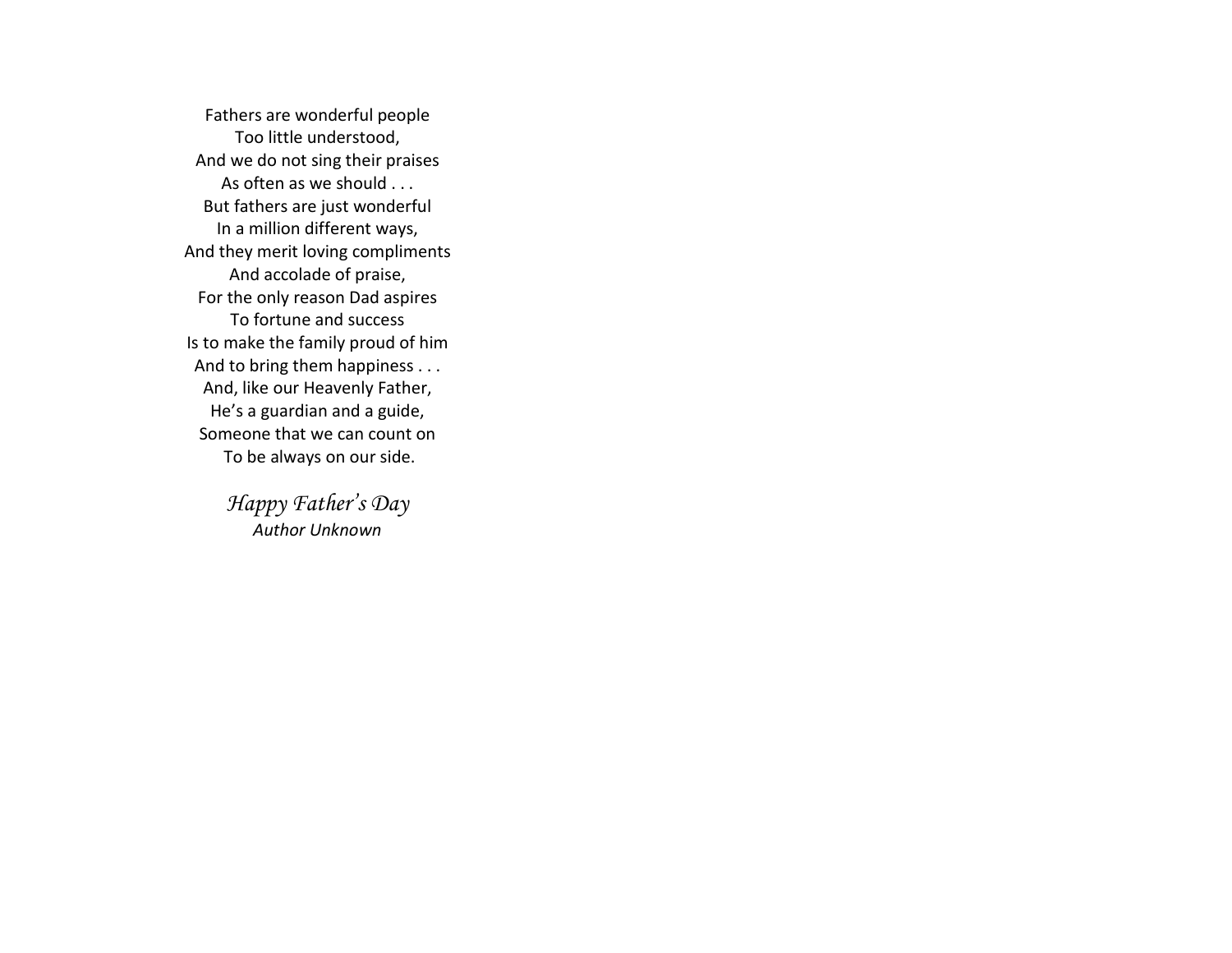Fathers are wonderful people
Too little understood,
And we do not sing their praises
As often as we should . . .
But fathers are just wonderful
In a million different ways,
And they merit loving compliments
And accolade of praise,
For the only reason Dad aspires
To fortune and success
Is to make the family proud of him
And to bring them happiness . . .
And, like our Heavenly Father,
He's a guardian and a guide,
Someone that we can count on
To be always on our side.

*Happy Father's Day*
*Author Unknown*